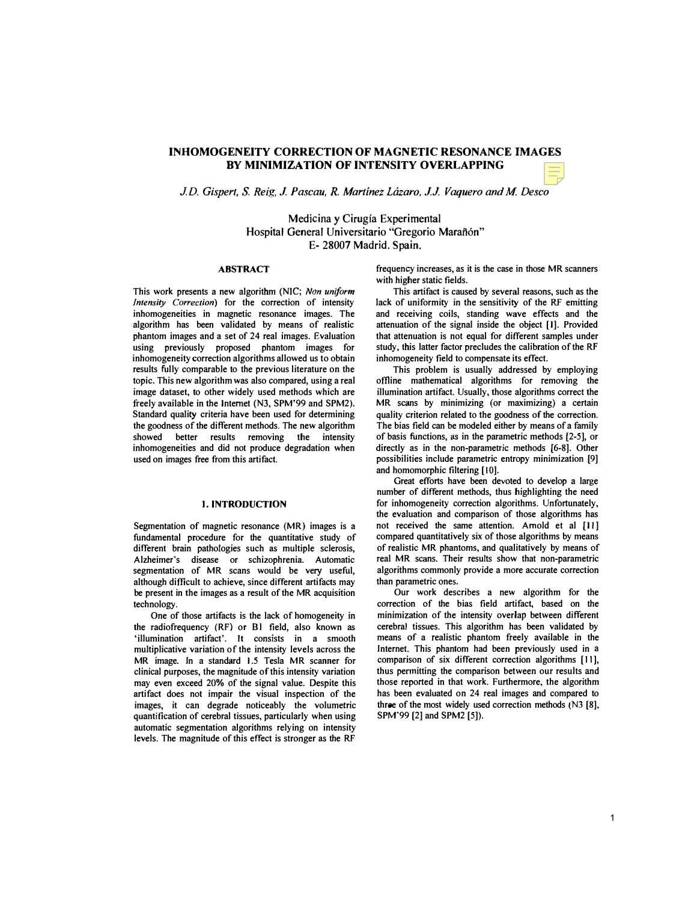# INHOMOGENEITY CORRECTION OF MAGNETIC RESONANCE IMAGES BY MINIMIZATION OF INTENSITY OVERLAPPING

*J.D. Gispert, S. Reig, J. Pascau, R. Martínez Lázaro, J.J. Vaquero and M. Desco*

Medicina y Cirugía Experimental
Hospital General Universitario "Gregorio Marañón"
E- 28007 Madrid. Spain.

## ABSTRACT

This work presents a new algorithm (NIC; *Non uniform Intensity Correction*) for the correction of intensity inhomogeneities in magnetic resonance images. The algorithm has been validated by means of realistic phantom images and a set of 24 real images. Evaluation using previously proposed phantom images for inhomogeneity correction algorithms allowed us to obtain results fully comparable to the previous literature on the topic. This new algorithm was also compared, using a real image dataset, to other widely used methods which are freely available in the Internet (N3, SPM'99 and SPM2). Standard quality criteria have been used for determining the goodness of the different methods. The new algorithm showed better results removing the intensity inhomogeneities and did not produce degradation when used on images free from this artifact.

## 1. INTRODUCTION

Segmentation of magnetic resonance (MR) images is a fundamental procedure for the quantitative study of different brain pathologies such as multiple sclerosis, Alzheimer's disease or schizophrenia. Automatic segmentation of MR scans would be very useful, although difficult to achieve, since different artifacts may be present in the images as a result of the MR acquisition technology.

One of those artifacts is the lack of homogeneity in the radiofrequency (RF) or B1 field, also known as 'illumination artifact'. It consists in a smooth multiplicative variation of the intensity levels across the MR image. In a standard 1.5 Tesla MR scanner for clinical purposes, the magnitude of this intensity variation may even exceed 20% of the signal value. Despite this artifact does not impair the visual inspection of the images, it can degrade noticeably the volumetric quantification of cerebral tissues, particularly when using automatic segmentation algorithms relying on intensity levels. The magnitude of this effect is stronger as the RF frequency increases, as it is the case in those MR scanners with higher static fields.

This artifact is caused by several reasons, such as the lack of uniformity in the sensitivity of the RF emitting and receiving coils, standing wave effects and the attenuation of the signal inside the object [1]. Provided that attenuation is not equal for different samples under study, this latter factor precludes the calibration of the RF inhomogeneity field to compensate its effect.

This problem is usually addressed by employing offline mathematical algorithms for removing the illumination artifact. Usually, those algorithms correct the MR scans by minimizing (or maximizing) a certain quality criterion related to the goodness of the correction. The bias field can be modeled either by means of a family of basis functions, as in the parametric methods [2-5], or directly as in the non-parametric methods [6-8]. Other possibilities include parametric entropy minimization [9] and homomorphic filtering [10].

Great efforts have been devoted to develop a large number of different methods, thus highlighting the need for inhomogeneity correction algorithms. Unfortunately, the evaluation and comparison of those algorithms has not received the same attention. Arnold et al [11] compared quantitatively six of those algorithms by means of realistic MR phantoms, and qualitatively by means of real MR scans. Their results show that non-parametric algorithms commonly provide a more accurate correction than parametric ones.

Our work describes a new algorithm for the correction of the bias field artifact, based on the minimization of the intensity overlap between different cerebral tissues. This algorithm has been validated by means of a realistic phantom freely available in the Internet. This phantom had been previously used in a comparison of six different correction algorithms [11], thus permitting the comparison between our results and those reported in that work. Furthermore, the algorithm has been evaluated on 24 real images and compared to three of the most widely used correction methods (N3 [8], SPM'99 [2] and SPM2 [5]).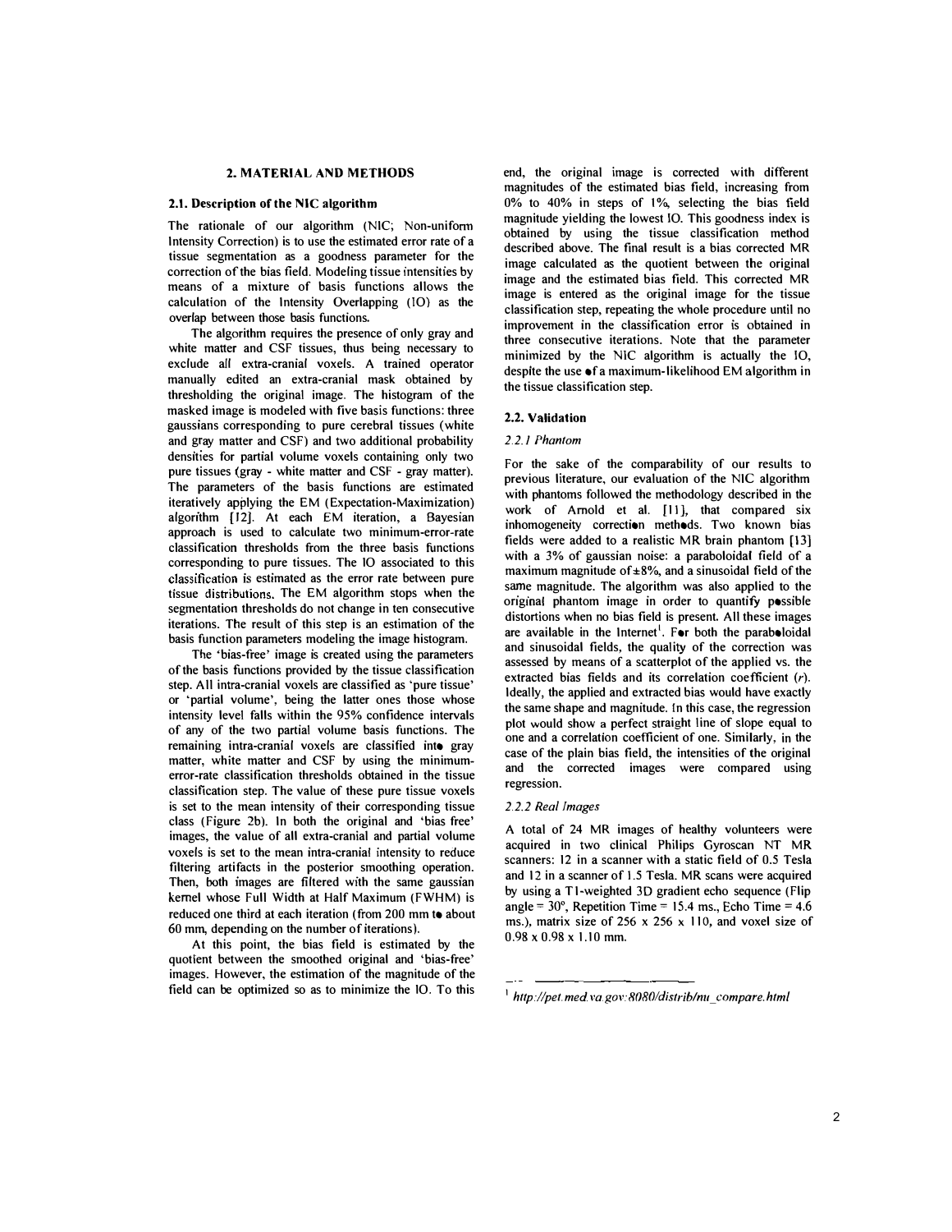## 2. MATERIAL AND METHODS

### 2.1. Description of the NIC algorithm

The rationale of our algorithm (NIC; Non-uniform Intensity Correction) is to use the estimated error rate of a tissue segmentation as a goodness parameter for the correction of the bias field. Modeling tissue intensities by means of a mixture of basis functions allows the calculation of the Intensity Overlapping (IO) as the overlap between those basis functions.

The algorithm requires the presence of only gray and white matter and CSF tissues, thus being necessary to exclude all extra-cranial voxels. A trained operator manually edited an extra-cranial mask obtained by thresholding the original image. The histogram of the masked image is modeled with five basis functions: three gaussians corresponding to pure cerebral tissues (white and gray matter and CSF) and two additional probability densities for partial volume voxels containing only two pure tissues (gray - white matter and CSF - gray matter). The parameters of the basis functions are estimated iteratively applying the EM (Expectation-Maximization) algorithm [12]. At each EM iteration, a Bayesian approach is used to calculate two minimum-error-rate classification thresholds from the three basis functions corresponding to pure tissues. The IO associated to this classification is estimated as the error rate between pure tissue distributions. The EM algorithm stops when the segmentation thresholds do not change in ten consecutive iterations. The result of this step is an estimation of the basis function parameters modeling the image histogram.

The 'bias-free' image is created using the parameters of the basis functions provided by the tissue classification step. All intra-cranial voxels are classified as 'pure tissue' or 'partial volume', being the latter ones those whose intensity level falls within the 95% confidence intervals of any of the two partial volume basis functions. The remaining intra-cranial voxels are classified into gray matter, white matter and CSF by using the minimum-error-rate classification thresholds obtained in the tissue classification step. The value of these pure tissue voxels is set to the mean intensity of their corresponding tissue class (Figure 2b). In both the original and 'bias free' images, the value of all extra-cranial and partial volume voxels is set to the mean intra-cranial intensity to reduce filtering artifacts in the posterior smoothing operation. Then, both images are filtered with the same gaussian kernel whose Full Width at Half Maximum (FWHM) is reduced one third at each iteration (from 200 mm to about 60 mm, depending on the number of iterations).

At this point, the bias field is estimated by the quotient between the smoothed original and 'bias-free' images. However, the estimation of the magnitude of the field can be optimized so as to minimize the IO. To this end, the original image is corrected with different magnitudes of the estimated bias field, increasing from 0% to 40% in steps of 1%, selecting the bias field magnitude yielding the lowest IO. This goodness index is obtained by using the tissue classification method described above. The final result is a bias corrected MR image calculated as the quotient between the original image and the estimated bias field. This corrected MR image is entered as the original image for the tissue classification step, repeating the whole procedure until no improvement in the classification error is obtained in three consecutive iterations. Note that the parameter minimized by the NIC algorithm is actually the IO, despite the use of a maximum-likelihood EM algorithm in the tissue classification step.

### 2.2. Validation

#### *2.2.1 Phantom*

For the sake of the comparability of our results to previous literature, our evaluation of the NIC algorithm with phantoms followed the methodology described in the work of Arnold et al. [11], that compared six inhomogeneity correction methods. Two known bias fields were added to a realistic MR brain phantom [13] with a 3% of gaussian noise: a paraboloidal field of a maximum magnitude of ±8%, and a sinusoidal field of the same magnitude. The algorithm was also applied to the original phantom image in order to quantify possible distortions when no bias field is present. All these images are available in the Internet[1]. For both the paraboloidal and sinusoidal fields, the quality of the correction was assessed by means of a scatterplot of the applied vs. the extracted bias fields and its correlation coefficient ($r$). Ideally, the applied and extracted bias would have exactly the same shape and magnitude. In this case, the regression plot would show a perfect straight line of slope equal to one and a correlation coefficient of one. Similarly, in the case of the plain bias field, the intensities of the original and the corrected images were compared using regression.

#### *2.2.2 Real Images*

A total of 24 MR images of healthy volunteers were acquired in two clinical Philips Gyroscan NT MR scanners: 12 in a scanner with a static field of 0.5 Tesla and 12 in a scanner of 1.5 Tesla. MR scans were acquired by using a T1-weighted 3D gradient echo sequence (Flip angle = 30°, Repetition Time = 15.4 ms., Echo Time = 4.6 ms.), matrix size of 256 x 256 x 110, and voxel size of 0.98 x 0.98 x 1.10 mm.

[1] *http://pet.med.va.gov:8080/distrib/nu_compare.html*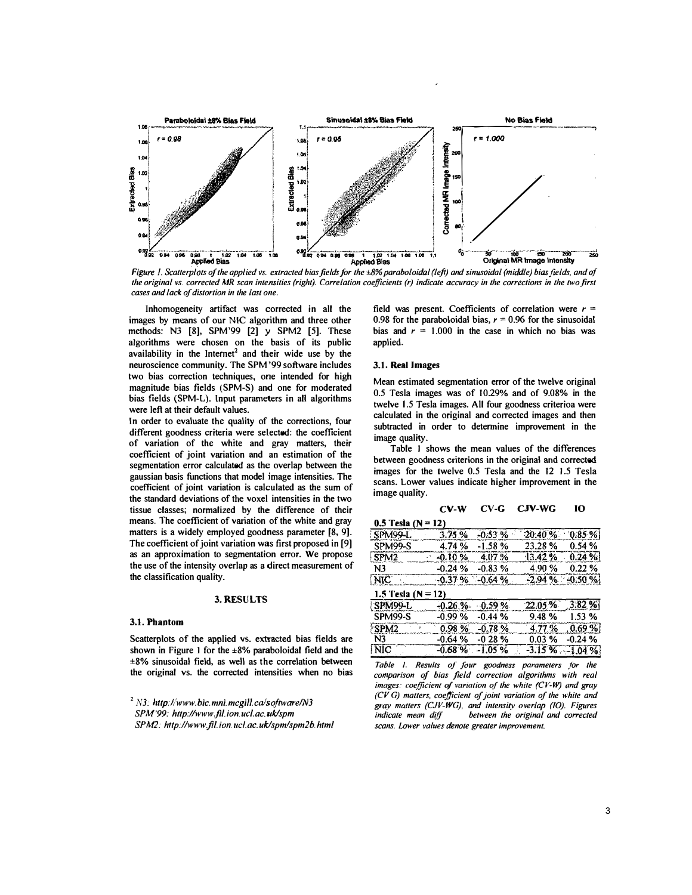*Figure 1. Scatterplots of the applied vs. extracted bias fields for the ±8% paraboloidal (left) and sinusoidal (middle) bias fields, and of the original vs. corrected MR scan intensities (right). Correlation coefficients (r) indicate accuracy in the corrections in the two first cases and lack of distortion in the last one.*

Inhomogeneity artifact was corrected in all the images by means of our NIC algorithm and three other methods: N3 [8], SPM'99 [2] y SPM2 [5]. These algorithms were chosen on the basis of its public availability in the Internet[2] and their wide use by the neuroscience community. The SPM'99 software includes two bias correction techniques, one intended for high magnitude bias fields (SPM-S) and one for moderated bias fields (SPM-L). Input parameters in all algorithms were left at their default values.

In order to evaluate the quality of the corrections, four different goodness criteria were selected: the coefficient of variation of the white and gray matters, their coefficient of joint variation and an estimation of the segmentation error calculated as the overlap between the gaussian basis functions that model image intensities. The coefficient of joint variation is calculated as the sum of the standard deviations of the voxel intensities in the two tissue classes; normalized by the difference of their means. The coefficient of variation of the white and gray matters is a widely employed goodness parameter [8, 9]. The coefficient of joint variation was first proposed in [9] as an approximation to segmentation error. We propose the use of the intensity overlap as a direct measurement of the classification quality.

## 3. RESULTS

### 3.1. Phantom

Scatterplots of the applied vs. extracted bias fields are shown in Figure 1 for the ±8% paraboloidal field and the ±8% sinusoidal field, as well as the correlation between the original vs. the corrected intensities when no bias field was present. Coefficients of correlation were $r$ = 0.98 for the paraboloidal bias, $r$ = 0.96 for the sinusoidal bias and $r$ = 1.000 in the case in which no bias was applied.

### 3.1. Real Images

Mean estimated segmentation error of the twelve original 0.5 Tesla images was of 10.29% and of 9.08% in the twelve 1.5 Tesla images. All four goodness criterioa were calculated in the original and corrected images and then subtracted in order to determine improvement in the image quality.

Table 1 shows the mean values of the differences between goodness criterions in the original and corrected images for the twelve 0.5 Tesla and the 12 1.5 Tesla scans. Lower values indicate higher improvement in the image quality.

| | CV-W | CV-G | CJV-WG | IO |
|---|---|---|---|---|
| **0.5 Tesla (N = 12)** | | | | |
| SPM99-L | 3.75 % | -0.53 % | 20.40 % | 0.85 % |
| SPM99-S | 4.74 % | -1.58 % | 23.28 % | 0.54 % |
| SPM2 | -0.10 % | 4.07 % | 13.42 % | 0.24 % |
| N3 | -0.24 % | -0.83 % | 4.90 % | 0.22 % |
| NIC | -0.37 % | -0.64 % | -2.94 % | -0.50 % |
| **1.5 Tesla (N = 12)** | | | | |
| SPM99-L | -0.26 % | 0.59 % | 22.05 % | 3.82 % |
| SPM99-S | -0.99 % | -0.44 % | 9.48 % | 1.53 % |
| SPM2 | 0.98 % | -0.78 % | 4.77 % | 0.69 % |
| N3 | -0.64 % | -0 28 % | 0.03 % | -0.24 % |
| NIC | -0.68 % | -1.05 % | -3.15 % | -1.04 % |

*Table 1. Results of four goodness parameters for the comparison of bias field correction algorithms with real images: coefficient of variation of the white (CV-W) and gray (CV G) matters, coefficient of joint variation of the white and gray matters (CJV-WG), and intensity overlap (IO). Figures indicate mean diff between the original and corrected scans. Lower values denote greater improvement.*

[2] N3: http://www.bic.mni.mcgill.ca/software/N3
SPM'99: http://www.fil.ion.ucl.ac.uk/spm
SPM2: http://www.fil.ion.ucl.ac.uk/spm/spm2b.html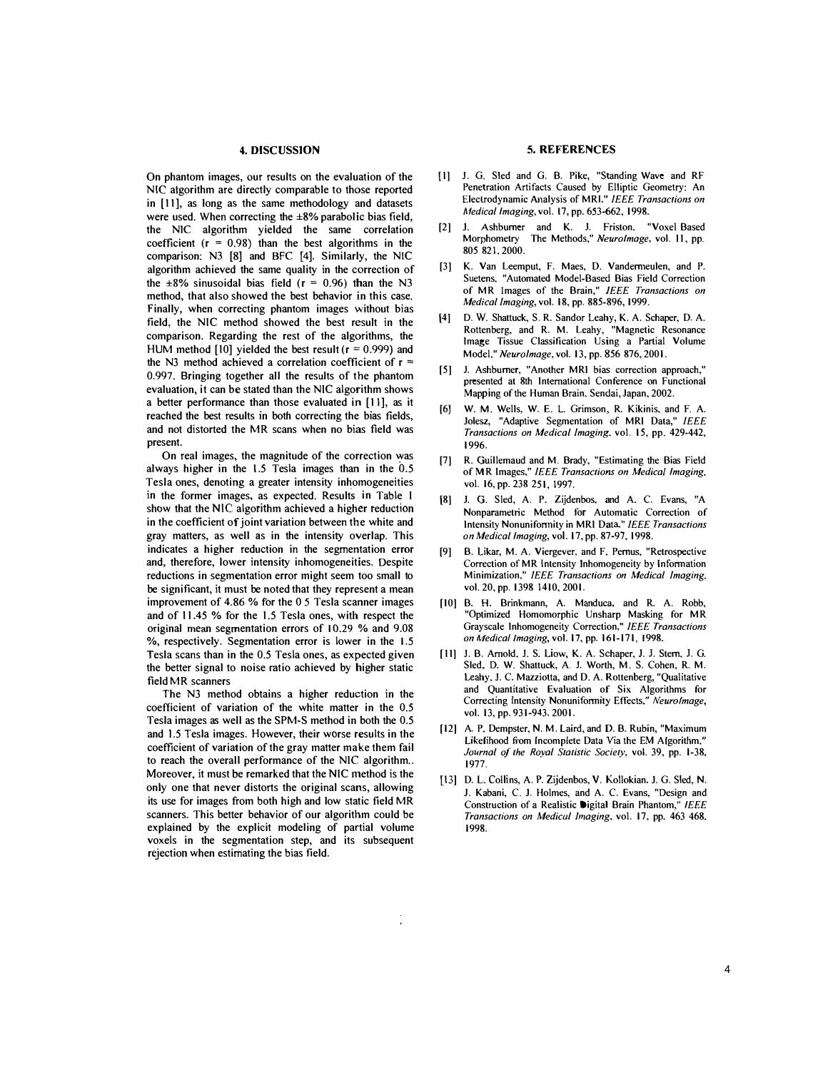## 4. DISCUSSION

On phantom images, our results on the evaluation of the NIC algorithm are directly comparable to those reported in [11], as long as the same methodology and datasets were used. When correcting the ±8% parabolic bias field, the NIC algorithm yielded the same correlation coefficient ($r = 0.98$) than the best algorithms in the comparison: N3 [8] and BFC [4]. Similarly, the NIC algorithm achieved the same quality in the correction of the ±8% sinusoidal bias field ($r = 0.96$) than the N3 method, that also showed the best behavior in this case. Finally, when correcting phantom images without bias field, the NIC method showed the best result in the comparison. Regarding the rest of the algorithms, the HUM method [10] yielded the best result ($r = 0.999$) and the N3 method achieved a correlation coefficient of $r = 0.997$. Bringing together all the results of the phantom evaluation, it can be stated than the NIC algorithm shows a better performance than those evaluated in [11], as it reached the best results in both correcting the bias fields, and not distorted the MR scans when no bias field was present.

On real images, the magnitude of the correction was always higher in the 1.5 Tesla images than in the 0.5 Tesla ones, denoting a greater intensity inhomogeneities in the former images, as expected. Results in Table I show that the NIC algorithm achieved a higher reduction in the coefficient of joint variation between the white and gray matters, as well as in the intensity overlap. This indicates a higher reduction in the segmentation error and, therefore, lower intensity inhomogeneities. Despite reductions in segmentation error might seem too small to be significant, it must be noted that they represent a mean improvement of 4.86 % for the 0 5 Tesla scanner images and of 11.45 % for the 1.5 Tesla ones, with respect the original mean segmentation errors of 10.29 % and 9.08 %, respectively. Segmentation error is lower in the 1.5 Tesla scans than in the 0.5 Tesla ones, as expected given the better signal to noise ratio achieved by higher static field MR scanners

The N3 method obtains a higher reduction in the coefficient of variation of the white matter in the 0.5 Tesla images as well as the SPM-S method in both the 0.5 and 1.5 Tesla images. However, their worse results in the coefficient of variation of the gray matter make them fail to reach the overall performance of the NIC algorithm.. Moreover, it must be remarked that the NIC method is the only one that never distorts the original scans, allowing its use for images from both high and low static field MR scanners. This better behavior of our algorithm could be explained by the explicit modeling of partial volume voxels in the segmentation step, and its subsequent rejection when estimating the bias field.

## 5. REFERENCES

[1] J. G. Sled and G. B. Pike, "Standing Wave and RF Penetration Artifacts Caused by Elliptic Geometry: An Electrodynamic Analysis of MRI," *IEEE Transactions on Medical Imaging*, vol. 17, pp. 653-662, 1998.

[2] J. Ashburner and K. J. Friston, "Voxel Based Morphometry The Methods," *NeuroImage*, vol. 11, pp. 805 821, 2000.

[3] K. Van Leemput, F. Maes, D. Vandermeulen, and P. Suetens, "Automated Model-Based Bias Field Correction of MR Images of the Brain," *IEEE Transactions on Medical Imaging*, vol. 18, pp. 885-896, 1999.

[4] D. W. Shattuck, S. R. Sandor Leahy, K. A. Schaper, D. A. Rottenberg, and R. M. Leahy, "Magnetic Resonance Image Tissue Classification Using a Partial Volume Model," *NeuroImage*, vol. 13, pp. 856 876, 2001.

[5] J. Ashburner, "Another MRI bias correction approach," presented at 8th International Conference on Functional Mapping of the Human Brain, Sendai, Japan, 2002.

[6] W. M. Wells, W. E. L. Grimson, R. Kikinis, and F. A. Jolesz, "Adaptive Segmentation of MRI Data," *IEEE Transactions on Medical Imaging*, vol. 15, pp. 429-442, 1996.

[7] R. Guillemaud and M. Brady, "Estimating the Bias Field of MR Images," *IEEE Transactions on Medical Imaging*, vol. 16, pp. 238 251, 1997.

[8] J. G. Sled, A. P. Zijdenbos, and A. C. Evans, "A Nonparametric Method for Automatic Correction of Intensity Nonuniformity in MRI Data," *IEEE Transactions on Medical Imaging*, vol. 17, pp. 87-97, 1998.

[9] B. Likar, M. A. Viergever, and F. Pernus, "Retrospective Correction of MR Intensity Inhomogeneity by Information Minimization," *IEEE Transactions on Medical Imaging*, vol. 20, pp. 1398 1410, 2001.

[10] B. H. Brinkmann, A. Manduca, and R. A. Robb, "Optimized Homomorphic Unsharp Masking for MR Grayscale Inhomogeneity Correction," *IEEE Transactions on Medical Imaging*, vol. 17, pp. 161-171, 1998.

[11] J. B. Arnold, J. S. Liow, K. A. Schaper, J. J. Stern, J. G. Sled, D. W. Shattuck, A. J. Worth, M. S. Cohen, R. M. Leahy, J. C. Mazziotta, and D. A. Rottenberg, "Qualitative and Quantitative Evaluation of Six Algorithms for Correcting Intensity Nonuniformity Effects," *NeuroImage*, vol. 13, pp. 931-943, 2001.

[12] A. P. Dempster, N. M. Laird, and D. B. Rubin, "Maximum Likelihood from Incomplete Data Via the EM Algorithm," *Journal of the Royal Statistic Society*, vol. 39, pp. 1-38, 1977.

[13] D. L. Collins, A. P. Zijdenbos, V. Kollokian, J. G. Sled, N. J. Kabani, C. J. Holmes, and A. C. Evans, "Design and Construction of a Realistic Digital Brain Phantom," *IEEE Transactions on Medical Imaging*, vol. 17, pp. 463 468, 1998.